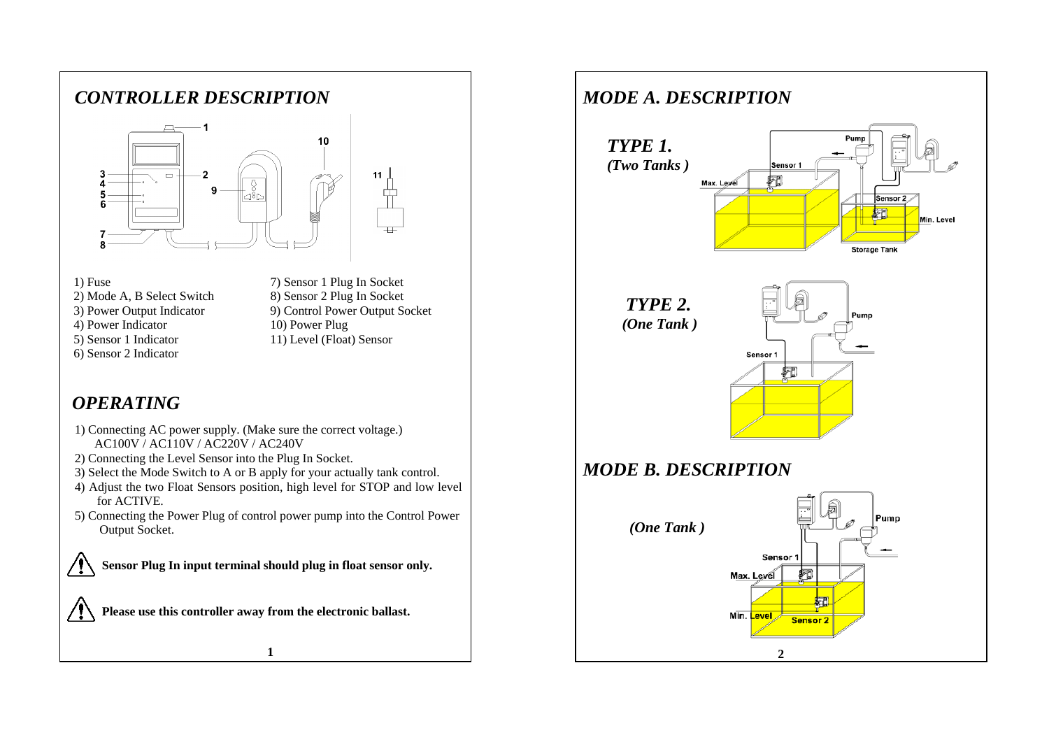## *CONTROLLER DESCRIPTION*

1) Fuse
2) Mode A, B Select Switch
3) Power Output Indicator
4) Power Indicator
5) Sensor 1 Indicator
6) Sensor 2 Indicator
7) Sensor 1 Plug In Socket
8) Sensor 2 Plug In Socket
9) Control Power Output Socket
10) Power Plug
11) Level (Float) Sensor

## *OPERATING*

1) Connecting AC power supply. (Make sure the correct voltage.)
   AC100V / AC110V / AC220V / AC240V
2) Connecting the Level Sensor into the Plug In Socket.
3) Select the Mode Switch to A or B apply for your actually tank control.
4) Adjust the two Float Sensors position, high level for STOP and low level for ACTIVE.
5) Connecting the Power Plug of control power pump into the Control Power Output Socket.

**Sensor Plug In input terminal should plug in float sensor only.**

**Please use this controller away from the electronic ballast.**

## *MODE A. DESCRIPTION*

### *TYPE 1.*
***(Two Tanks )***

Pump
Sensor 1
Max. Level
Sensor 2
Min. Level
Storage Tank

### *TYPE 2.*
***(One Tank )***

Pump
Sensor 1

## *MODE B. DESCRIPTION*

***(One Tank )***

Pump
Sensor 1
Max. Level
Min. Level
Sensor 2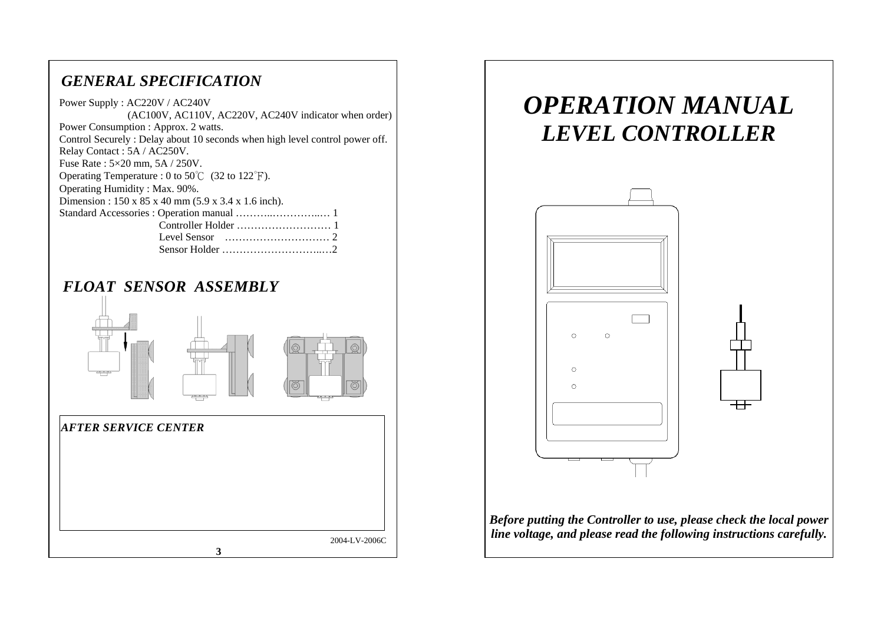## *GENERAL SPECIFICATION*

Power Supply : AC220V / AC240V
(AC100V, AC110V, AC220V, AC240V indicator when order)
Power Consumption : Approx. 2 watts.
Control Securely : Delay about 10 seconds when high level control power off.
Relay Contact : 5A / AC250V.
Fuse Rate : 5×20 mm, 5A / 250V.
Operating Temperature : 0 to 50℃ (32 to 122℉).
Operating Humidity : Max. 90%.
Dimension : 150 x 85 x 40 mm (5.9 x 3.4 x 1.6 inch).
Standard Accessories : Operation manual ………..…………..… 1
Controller Holder ……………………… 1
Level Sensor ………………………… 2
Sensor Holder ………………………..…2

## *FLOAT SENSOR ASSEMBLY*

### *AFTER SERVICE CENTER*

2004-LV-2006C

# *OPERATION MANUAL*
# *LEVEL CONTROLLER*

***Before putting the Controller to use, please check the local power line voltage, and please read the following instructions carefully.***